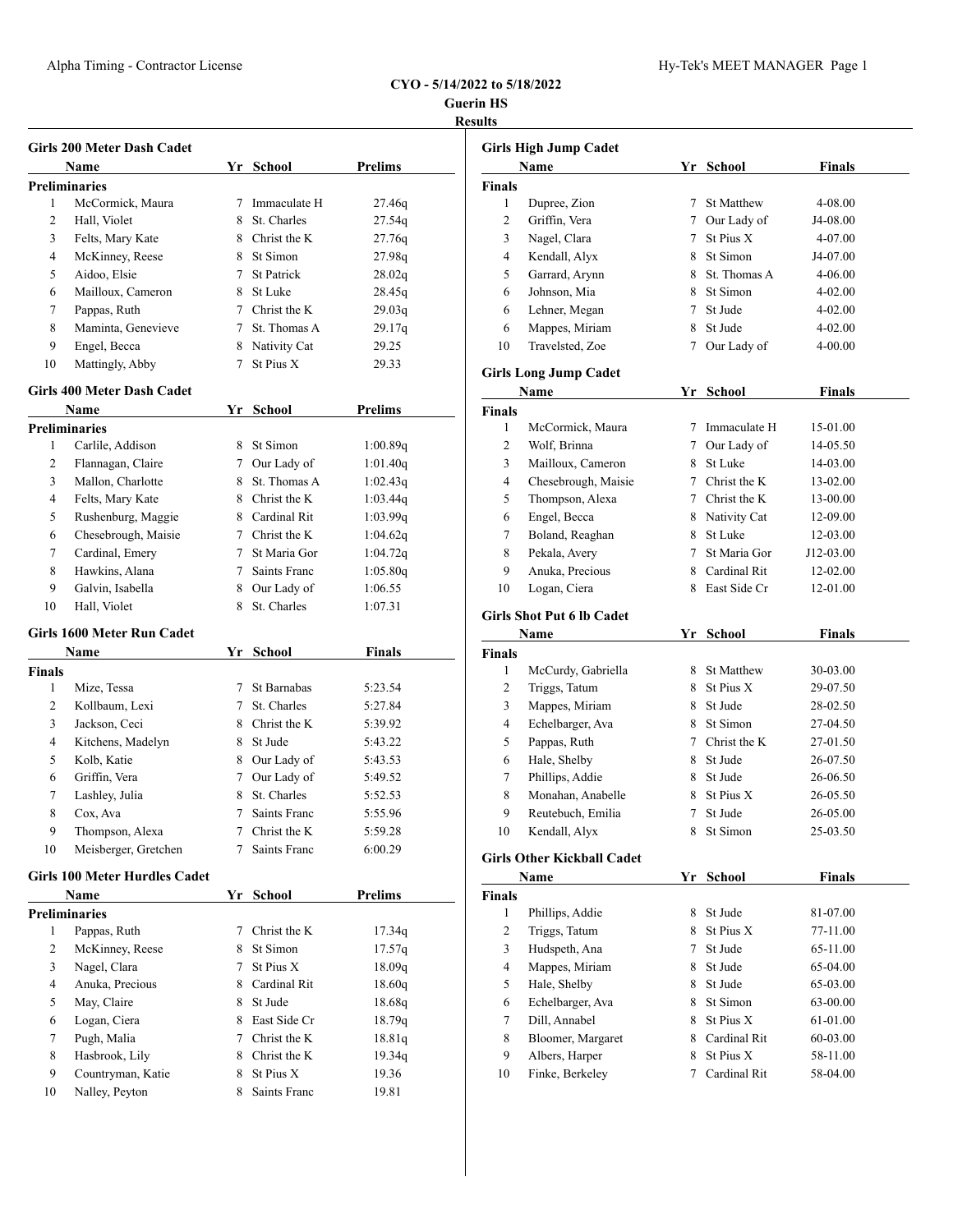**CYO - 5/14/2022 to 5/18/2022**
**Guerin HS**
**Results**

### Girls 200 Meter Dash Cadet

| | Name | Yr | School | Prelims |
|---|---|---|---|---|
| **Preliminaries** | | | | |
| 1 | McCormick, Maura | 7 | Immaculate H | 27.46q |
| 2 | Hall, Violet | 8 | St. Charles | 27.54q |
| 3 | Felts, Mary Kate | 8 | Christ the K | 27.76q |
| 4 | McKinney, Reese | 8 | St Simon | 27.98q |
| 5 | Aidoo, Elsie | 7 | St Patrick | 28.02q |
| 6 | Mailloux, Cameron | 8 | St Luke | 28.45q |
| 7 | Pappas, Ruth | 7 | Christ the K | 29.03q |
| 8 | Maminta, Genevieve | 7 | St. Thomas A | 29.17q |
| 9 | Engel, Becca | 8 | Nativity Cat | 29.25 |
| 10 | Mattingly, Abby | 7 | St Pius X | 29.33 |

### Girls 400 Meter Dash Cadet

| | Name | Yr | School | Prelims |
|---|---|---|---|---|
| **Preliminaries** | | | | |
| 1 | Carlile, Addison | 8 | St Simon | 1:00.89q |
| 2 | Flannagan, Claire | 7 | Our Lady of | 1:01.40q |
| 3 | Mallon, Charlotte | 8 | St. Thomas A | 1:02.43q |
| 4 | Felts, Mary Kate | 8 | Christ the K | 1:03.44q |
| 5 | Rushenburg, Maggie | 8 | Cardinal Rit | 1:03.99q |
| 6 | Chesebrough, Maisie | 7 | Christ the K | 1:04.62q |
| 7 | Cardinal, Emery | 7 | St Maria Gor | 1:04.72q |
| 8 | Hawkins, Alana | 7 | Saints Franc | 1:05.80q |
| 9 | Galvin, Isabella | 8 | Our Lady of | 1:06.55 |
| 10 | Hall, Violet | 8 | St. Charles | 1:07.31 |

### Girls 1600 Meter Run Cadet

| | Name | Yr | School | Finals |
|---|---|---|---|---|
| **Finals** | | | | |
| 1 | Mize, Tessa | 7 | St Barnabas | 5:23.54 |
| 2 | Kollbaum, Lexi | 7 | St. Charles | 5:27.84 |
| 3 | Jackson, Ceci | 8 | Christ the K | 5:39.92 |
| 4 | Kitchens, Madelyn | 8 | St Jude | 5:43.22 |
| 5 | Kolb, Katie | 8 | Our Lady of | 5:43.53 |
| 6 | Griffin, Vera | 7 | Our Lady of | 5:49.52 |
| 7 | Lashley, Julia | 8 | St. Charles | 5:52.53 |
| 8 | Cox, Ava | 7 | Saints Franc | 5:55.96 |
| 9 | Thompson, Alexa | 7 | Christ the K | 5:59.28 |
| 10 | Meisberger, Gretchen | 7 | Saints Franc | 6:00.29 |

### Girls 100 Meter Hurdles Cadet

| | Name | Yr | School | Prelims |
|---|---|---|---|---|
| **Preliminaries** | | | | |
| 1 | Pappas, Ruth | 7 | Christ the K | 17.34q |
| 2 | McKinney, Reese | 8 | St Simon | 17.57q |
| 3 | Nagel, Clara | 7 | St Pius X | 18.09q |
| 4 | Anuka, Precious | 8 | Cardinal Rit | 18.60q |
| 5 | May, Claire | 8 | St Jude | 18.68q |
| 6 | Logan, Ciera | 8 | East Side Cr | 18.79q |
| 7 | Pugh, Malia | 7 | Christ the K | 18.81q |
| 8 | Hasbrook, Lily | 8 | Christ the K | 19.34q |
| 9 | Countryman, Katie | 8 | St Pius X | 19.36 |
| 10 | Nalley, Peyton | 8 | Saints Franc | 19.81 |

### Girls High Jump Cadet

| | Name | Yr | School | Finals |
|---|---|---|---|---|
| **Finals** | | | | |
| 1 | Dupree, Zion | 7 | St Matthew | 4-08.00 |
| 2 | Griffin, Vera | 7 | Our Lady of | J4-08.00 |
| 3 | Nagel, Clara | 7 | St Pius X | 4-07.00 |
| 4 | Kendall, Alyx | 8 | St Simon | J4-07.00 |
| 5 | Garrard, Arynn | 8 | St. Thomas A | 4-06.00 |
| 6 | Johnson, Mia | 8 | St Simon | 4-02.00 |
| 6 | Lehner, Megan | 7 | St Jude | 4-02.00 |
| 6 | Mappes, Miriam | 8 | St Jude | 4-02.00 |
| 10 | Travelsted, Zoe | 7 | Our Lady of | 4-00.00 |

### Girls Long Jump Cadet

| | Name | Yr | School | Finals |
|---|---|---|---|---|
| **Finals** | | | | |
| 1 | McCormick, Maura | 7 | Immaculate H | 15-01.00 |
| 2 | Wolf, Brinna | 7 | Our Lady of | 14-05.50 |
| 3 | Mailloux, Cameron | 8 | St Luke | 14-03.00 |
| 4 | Chesebrough, Maisie | 7 | Christ the K | 13-02.00 |
| 5 | Thompson, Alexa | 7 | Christ the K | 13-00.00 |
| 6 | Engel, Becca | 8 | Nativity Cat | 12-09.00 |
| 7 | Boland, Reaghan | 8 | St Luke | 12-03.00 |
| 8 | Pekala, Avery | 7 | St Maria Gor | J12-03.00 |
| 9 | Anuka, Precious | 8 | Cardinal Rit | 12-02.00 |
| 10 | Logan, Ciera | 8 | East Side Cr | 12-01.00 |

### Girls Shot Put 6 lb Cadet

| | Name | Yr | School | Finals |
|---|---|---|---|---|
| **Finals** | | | | |
| 1 | McCurdy, Gabriella | 8 | St Matthew | 30-03.00 |
| 2 | Triggs, Tatum | 8 | St Pius X | 29-07.50 |
| 3 | Mappes, Miriam | 8 | St Jude | 28-02.50 |
| 4 | Echelbarger, Ava | 8 | St Simon | 27-04.50 |
| 5 | Pappas, Ruth | 7 | Christ the K | 27-01.50 |
| 6 | Hale, Shelby | 8 | St Jude | 26-07.50 |
| 7 | Phillips, Addie | 8 | St Jude | 26-06.50 |
| 8 | Monahan, Anabelle | 8 | St Pius X | 26-05.50 |
| 9 | Reutebuch, Emilia | 7 | St Jude | 26-05.00 |
| 10 | Kendall, Alyx | 8 | St Simon | 25-03.50 |

### Girls Other Kickball Cadet

| | Name | Yr | School | Finals |
|---|---|---|---|---|
| **Finals** | | | | |
| 1 | Phillips, Addie | 8 | St Jude | 81-07.00 |
| 2 | Triggs, Tatum | 8 | St Pius X | 77-11.00 |
| 3 | Hudspeth, Ana | 7 | St Jude | 65-11.00 |
| 4 | Mappes, Miriam | 8 | St Jude | 65-04.00 |
| 5 | Hale, Shelby | 8 | St Jude | 65-03.00 |
| 6 | Echelbarger, Ava | 8 | St Simon | 63-00.00 |
| 7 | Dill, Annabel | 8 | St Pius X | 61-01.00 |
| 8 | Bloomer, Margaret | 8 | Cardinal Rit | 60-03.00 |
| 9 | Albers, Harper | 8 | St Pius X | 58-11.00 |
| 10 | Finke, Berkeley | 7 | Cardinal Rit | 58-04.00 |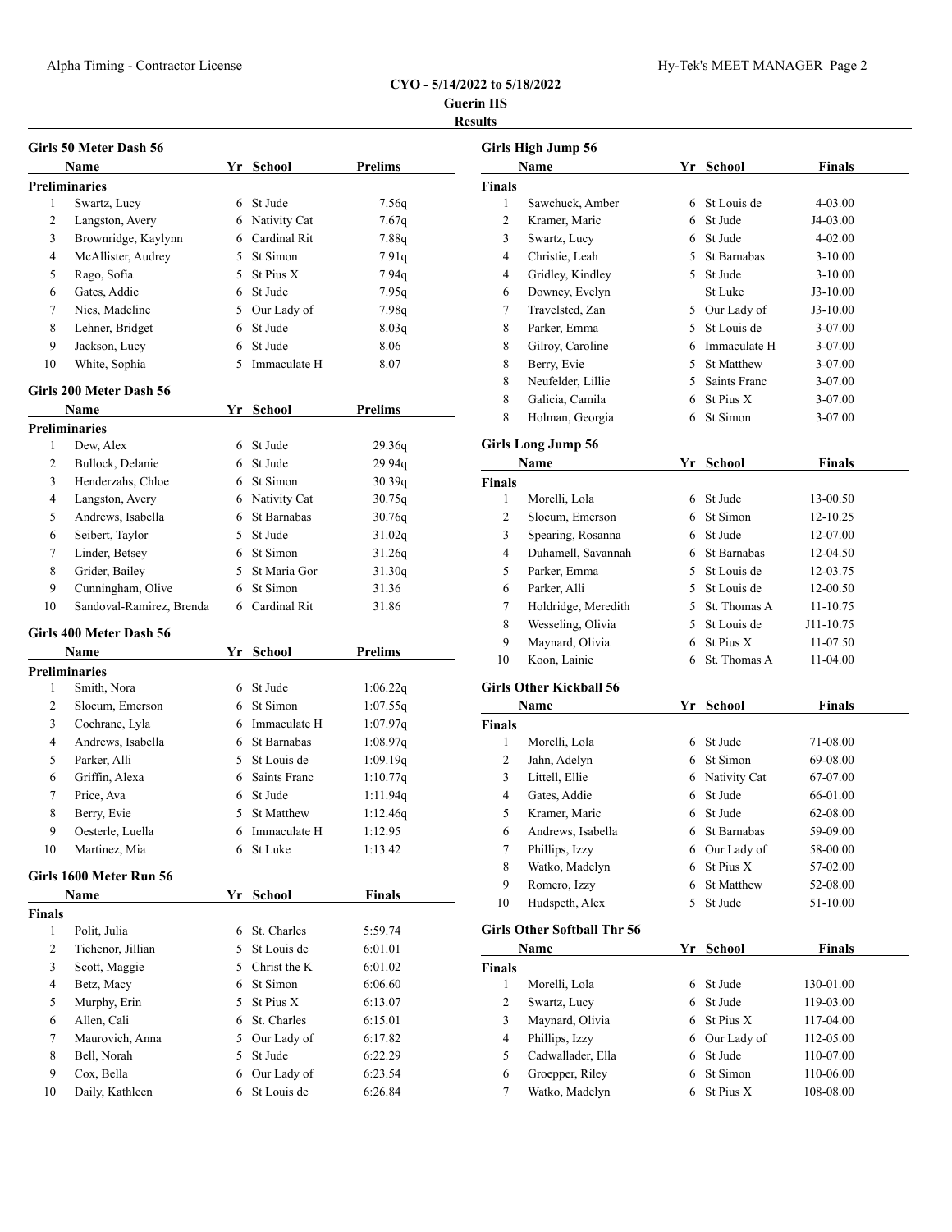**CYO - 5/14/2022 to 5/18/2022**
**Guerin HS**
**Results**

### Girls 50 Meter Dash 56

| | Name | Yr | School | Prelims |
|---|---|---|---|---|
| **Preliminaries** | | | | |
| 1 | Swartz, Lucy | 6 | St Jude | 7.56q |
| 2 | Langston, Avery | 6 | Nativity Cat | 7.67q |
| 3 | Brownridge, Kaylynn | 6 | Cardinal Rit | 7.88q |
| 4 | McAllister, Audrey | 5 | St Simon | 7.91q |
| 5 | Rago, Sofia | 5 | St Pius X | 7.94q |
| 6 | Gates, Addie | 6 | St Jude | 7.95q |
| 7 | Nies, Madeline | 5 | Our Lady of | 7.98q |
| 8 | Lehner, Bridget | 6 | St Jude | 8.03q |
| 9 | Jackson, Lucy | 6 | St Jude | 8.06 |
| 10 | White, Sophia | 5 | Immaculate H | 8.07 |

### Girls 200 Meter Dash 56

| | Name | Yr | School | Prelims |
|---|---|---|---|---|
| **Preliminaries** | | | | |
| 1 | Dew, Alex | 6 | St Jude | 29.36q |
| 2 | Bullock, Delanie | 6 | St Jude | 29.94q |
| 3 | Henderzahs, Chloe | 6 | St Simon | 30.39q |
| 4 | Langston, Avery | 6 | Nativity Cat | 30.75q |
| 5 | Andrews, Isabella | 6 | St Barnabas | 30.76q |
| 6 | Seibert, Taylor | 5 | St Jude | 31.02q |
| 7 | Linder, Betsey | 6 | St Simon | 31.26q |
| 8 | Grider, Bailey | 5 | St Maria Gor | 31.30q |
| 9 | Cunningham, Olive | 6 | St Simon | 31.36 |
| 10 | Sandoval-Ramirez, Brenda | 6 | Cardinal Rit | 31.86 |

### Girls 400 Meter Dash 56

| | Name | Yr | School | Prelims |
|---|---|---|---|---|
| **Preliminaries** | | | | |
| 1 | Smith, Nora | 6 | St Jude | 1:06.22q |
| 2 | Slocum, Emerson | 6 | St Simon | 1:07.55q |
| 3 | Cochrane, Lyla | 6 | Immaculate H | 1:07.97q |
| 4 | Andrews, Isabella | 6 | St Barnabas | 1:08.97q |
| 5 | Parker, Alli | 5 | St Louis de | 1:09.19q |
| 6 | Griffin, Alexa | 6 | Saints Franc | 1:10.77q |
| 7 | Price, Ava | 6 | St Jude | 1:11.94q |
| 8 | Berry, Evie | 5 | St Matthew | 1:12.46q |
| 9 | Oesterle, Luella | 6 | Immaculate H | 1:12.95 |
| 10 | Martinez, Mia | 6 | St Luke | 1:13.42 |

### Girls 1600 Meter Run 56

| | Name | Yr | School | Finals |
|---|---|---|---|---|
| **Finals** | | | | |
| 1 | Polit, Julia | 6 | St. Charles | 5:59.74 |
| 2 | Tichenor, Jillian | 5 | St Louis de | 6:01.01 |
| 3 | Scott, Maggie | 5 | Christ the K | 6:01.02 |
| 4 | Betz, Macy | 6 | St Simon | 6:06.60 |
| 5 | Murphy, Erin | 5 | St Pius X | 6:13.07 |
| 6 | Allen, Cali | 6 | St. Charles | 6:15.01 |
| 7 | Maurovich, Anna | 5 | Our Lady of | 6:17.82 |
| 8 | Bell, Norah | 5 | St Jude | 6:22.29 |
| 9 | Cox, Bella | 6 | Our Lady of | 6:23.54 |
| 10 | Daily, Kathleen | 6 | St Louis de | 6:26.84 |

### Girls High Jump 56

| | Name | Yr | School | Finals |
|---|---|---|---|---|
| **Finals** | | | | |
| 1 | Sawchuck, Amber | 6 | St Louis de | 4-03.00 |
| 2 | Kramer, Maric | 6 | St Jude | J4-03.00 |
| 3 | Swartz, Lucy | 6 | St Jude | 4-02.00 |
| 4 | Christie, Leah | 5 | St Barnabas | 3-10.00 |
| 4 | Gridley, Kindley | 5 | St Jude | 3-10.00 |
| 6 | Downey, Evelyn | | St Luke | J3-10.00 |
| 7 | Travelsted, Zan | 5 | Our Lady of | J3-10.00 |
| 8 | Parker, Emma | 5 | St Louis de | 3-07.00 |
| 8 | Gilroy, Caroline | 6 | Immaculate H | 3-07.00 |
| 8 | Berry, Evie | 5 | St Matthew | 3-07.00 |
| 8 | Neufelder, Lillie | 5 | Saints Franc | 3-07.00 |
| 8 | Galicia, Camila | 6 | St Pius X | 3-07.00 |
| 8 | Holman, Georgia | 6 | St Simon | 3-07.00 |

### Girls Long Jump 56

| | Name | Yr | School | Finals |
|---|---|---|---|---|
| **Finals** | | | | |
| 1 | Morelli, Lola | 6 | St Jude | 13-00.50 |
| 2 | Slocum, Emerson | 6 | St Simon | 12-10.25 |
| 3 | Spearing, Rosanna | 6 | St Jude | 12-07.00 |
| 4 | Duhamell, Savannah | 6 | St Barnabas | 12-04.50 |
| 5 | Parker, Emma | 5 | St Louis de | 12-03.75 |
| 6 | Parker, Alli | 5 | St Louis de | 12-00.50 |
| 7 | Holdridge, Meredith | 5 | St. Thomas A | 11-10.75 |
| 8 | Wesseling, Olivia | 5 | St Louis de | J11-10.75 |
| 9 | Maynard, Olivia | 6 | St Pius X | 11-07.50 |
| 10 | Koon, Lainie | 6 | St. Thomas A | 11-04.00 |

### Girls Other Kickball 56

| | Name | Yr | School | Finals |
|---|---|---|---|---|
| **Finals** | | | | |
| 1 | Morelli, Lola | 6 | St Jude | 71-08.00 |
| 2 | Jahn, Adelyn | 6 | St Simon | 69-08.00 |
| 3 | Littell, Ellie | 6 | Nativity Cat | 67-07.00 |
| 4 | Gates, Addie | 6 | St Jude | 66-01.00 |
| 5 | Kramer, Maric | 6 | St Jude | 62-08.00 |
| 6 | Andrews, Isabella | 6 | St Barnabas | 59-09.00 |
| 7 | Phillips, Izzy | 6 | Our Lady of | 58-00.00 |
| 8 | Watko, Madelyn | 6 | St Pius X | 57-02.00 |
| 9 | Romero, Izzy | 6 | St Matthew | 52-08.00 |
| 10 | Hudspeth, Alex | 5 | St Jude | 51-10.00 |

### Girls Other Softball Thr 56

| | Name | Yr | School | Finals |
|---|---|---|---|---|
| **Finals** | | | | |
| 1 | Morelli, Lola | 6 | St Jude | 130-01.00 |
| 2 | Swartz, Lucy | 6 | St Jude | 119-03.00 |
| 3 | Maynard, Olivia | 6 | St Pius X | 117-04.00 |
| 4 | Phillips, Izzy | 6 | Our Lady of | 112-05.00 |
| 5 | Cadwallader, Ella | 6 | St Jude | 110-07.00 |
| 6 | Groepper, Riley | 6 | St Simon | 110-06.00 |
| 7 | Watko, Madelyn | 6 | St Pius X | 108-08.00 |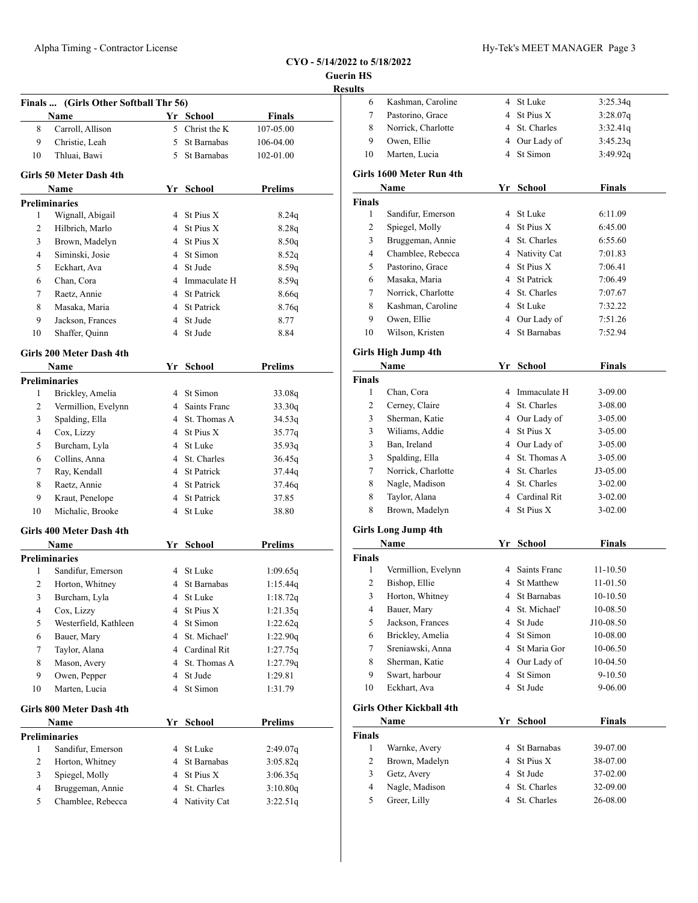**CYO - 5/14/2022 to 5/18/2022**
**Guerin HS**
**Results**

### Finals ... (Girls Other Softball Thr 56)

| | Name | Yr | School | Finals |
|---|---|---|---|---|
| 8 | Carroll, Allison | 5 | Christ the K | 107-05.00 |
| 9 | Christie, Leah | 5 | St Barnabas | 106-04.00 |
| 10 | Thluai, Bawi | 5 | St Barnabas | 102-01.00 |

### Girls 50 Meter Dash 4th

| | Name | Yr | School | Prelims |
|---|---|---|---|---|
| **Preliminaries** | | | | |
| 1 | Wignall, Abigail | 4 | St Pius X | 8.24q |
| 2 | Hilbrich, Marlo | 4 | St Pius X | 8.28q |
| 3 | Brown, Madelyn | 4 | St Pius X | 8.50q |
| 4 | Siminski, Josie | 4 | St Simon | 8.52q |
| 5 | Eckhart, Ava | 4 | St Jude | 8.59q |
| 6 | Chan, Cora | 4 | Immaculate H | 8.59q |
| 7 | Raetz, Annie | 4 | St Patrick | 8.66q |
| 8 | Masaka, Maria | 4 | St Patrick | 8.76q |
| 9 | Jackson, Frances | 4 | St Jude | 8.77 |
| 10 | Shaffer, Quinn | 4 | St Jude | 8.84 |

### Girls 200 Meter Dash 4th

| | Name | Yr | School | Prelims |
|---|---|---|---|---|
| **Preliminaries** | | | | |
| 1 | Brickley, Amelia | 4 | St Simon | 33.08q |
| 2 | Vermillion, Evelynn | 4 | Saints Franc | 33.30q |
| 3 | Spalding, Ella | 4 | St. Thomas A | 34.53q |
| 4 | Cox, Lizzy | 4 | St Pius X | 35.77q |
| 5 | Burcham, Lyla | 4 | St Luke | 35.93q |
| 6 | Collins, Anna | 4 | St. Charles | 36.45q |
| 7 | Ray, Kendall | 4 | St Patrick | 37.44q |
| 8 | Raetz, Annie | 4 | St Patrick | 37.46q |
| 9 | Kraut, Penelope | 4 | St Patrick | 37.85 |
| 10 | Michalic, Brooke | 4 | St Luke | 38.80 |

### Girls 400 Meter Dash 4th

| | Name | Yr | School | Prelims |
|---|---|---|---|---|
| **Preliminaries** | | | | |
| 1 | Sandifur, Emerson | 4 | St Luke | 1:09.65q |
| 2 | Horton, Whitney | 4 | St Barnabas | 1:15.44q |
| 3 | Burcham, Lyla | 4 | St Luke | 1:18.72q |
| 4 | Cox, Lizzy | 4 | St Pius X | 1:21.35q |
| 5 | Westerfield, Kathleen | 4 | St Simon | 1:22.62q |
| 6 | Bauer, Mary | 4 | St. Michael' | 1:22.90q |
| 7 | Taylor, Alana | 4 | Cardinal Rit | 1:27.75q |
| 8 | Mason, Avery | 4 | St. Thomas A | 1:27.79q |
| 9 | Owen, Pepper | 4 | St Jude | 1:29.81 |
| 10 | Marten, Lucia | 4 | St Simon | 1:31.79 |

### Girls 800 Meter Dash 4th

| | Name | Yr | School | Prelims |
|---|---|---|---|---|
| **Preliminaries** | | | | |
| 1 | Sandifur, Emerson | 4 | St Luke | 2:49.07q |
| 2 | Horton, Whitney | 4 | St Barnabas | 3:05.82q |
| 3 | Spiegel, Molly | 4 | St Pius X | 3:06.35q |
| 4 | Bruggeman, Annie | 4 | St. Charles | 3:10.80q |
| 5 | Chamblee, Rebecca | 4 | Nativity Cat | 3:22.51q |
| 6 | Kashman, Caroline | 4 | St Luke | 3:25.34q |
| 7 | Pastorino, Grace | 4 | St Pius X | 3:28.07q |
| 8 | Norrick, Charlotte | 4 | St. Charles | 3:32.41q |
| 9 | Owen, Ellie | 4 | Our Lady of | 3:45.23q |
| 10 | Marten, Lucia | 4 | St Simon | 3:49.92q |

### Girls 1600 Meter Run 4th

| | Name | Yr | School | Finals |
|---|---|---|---|---|
| **Finals** | | | | |
| 1 | Sandifur, Emerson | 4 | St Luke | 6:11.09 |
| 2 | Spiegel, Molly | 4 | St Pius X | 6:45.00 |
| 3 | Bruggeman, Annie | 4 | St. Charles | 6:55.60 |
| 4 | Chamblee, Rebecca | 4 | Nativity Cat | 7:01.83 |
| 5 | Pastorino, Grace | 4 | St Pius X | 7:06.41 |
| 6 | Masaka, Maria | 4 | St Patrick | 7:06.49 |
| 7 | Norrick, Charlotte | 4 | St. Charles | 7:07.67 |
| 8 | Kashman, Caroline | 4 | St Luke | 7:32.22 |
| 9 | Owen, Ellie | 4 | Our Lady of | 7:51.26 |
| 10 | Wilson, Kristen | 4 | St Barnabas | 7:52.94 |

### Girls High Jump 4th

| | Name | Yr | School | Finals |
|---|---|---|---|---|
| **Finals** | | | | |
| 1 | Chan, Cora | 4 | Immaculate H | 3-09.00 |
| 2 | Cerney, Claire | 4 | St. Charles | 3-08.00 |
| 3 | Sherman, Katie | 4 | Our Lady of | 3-05.00 |
| 3 | Wiliams, Addie | 4 | St Pius X | 3-05.00 |
| 3 | Ban, Ireland | 4 | Our Lady of | 3-05.00 |
| 3 | Spalding, Ella | 4 | St. Thomas A | 3-05.00 |
| 7 | Norrick, Charlotte | 4 | St. Charles | J3-05.00 |
| 8 | Nagle, Madison | 4 | St. Charles | 3-02.00 |
| 8 | Taylor, Alana | 4 | Cardinal Rit | 3-02.00 |
| 8 | Brown, Madelyn | 4 | St Pius X | 3-02.00 |

### Girls Long Jump 4th

| | Name | Yr | School | Finals |
|---|---|---|---|---|
| **Finals** | | | | |
| 1 | Vermillion, Evelynn | 4 | Saints Franc | 11-10.50 |
| 2 | Bishop, Ellie | 4 | St Matthew | 11-01.50 |
| 3 | Horton, Whitney | 4 | St Barnabas | 10-10.50 |
| 4 | Bauer, Mary | 4 | St. Michael' | 10-08.50 |
| 5 | Jackson, Frances | 4 | St Jude | J10-08.50 |
| 6 | Brickley, Amelia | 4 | St Simon | 10-08.00 |
| 7 | Sreniawski, Anna | 4 | St Maria Gor | 10-06.50 |
| 8 | Sherman, Katie | 4 | Our Lady of | 10-04.50 |
| 9 | Swart, harbour | 4 | St Simon | 9-10.50 |
| 10 | Eckhart, Ava | 4 | St Jude | 9-06.00 |

### Girls Other Kickball 4th

| | Name | Yr | School | Finals |
|---|---|---|---|---|
| **Finals** | | | | |
| 1 | Warnke, Avery | 4 | St Barnabas | 39-07.00 |
| 2 | Brown, Madelyn | 4 | St Pius X | 38-07.00 |
| 3 | Getz, Avery | 4 | St Jude | 37-02.00 |
| 4 | Nagle, Madison | 4 | St. Charles | 32-09.00 |
| 5 | Greer, Lilly | 4 | St. Charles | 26-08.00 |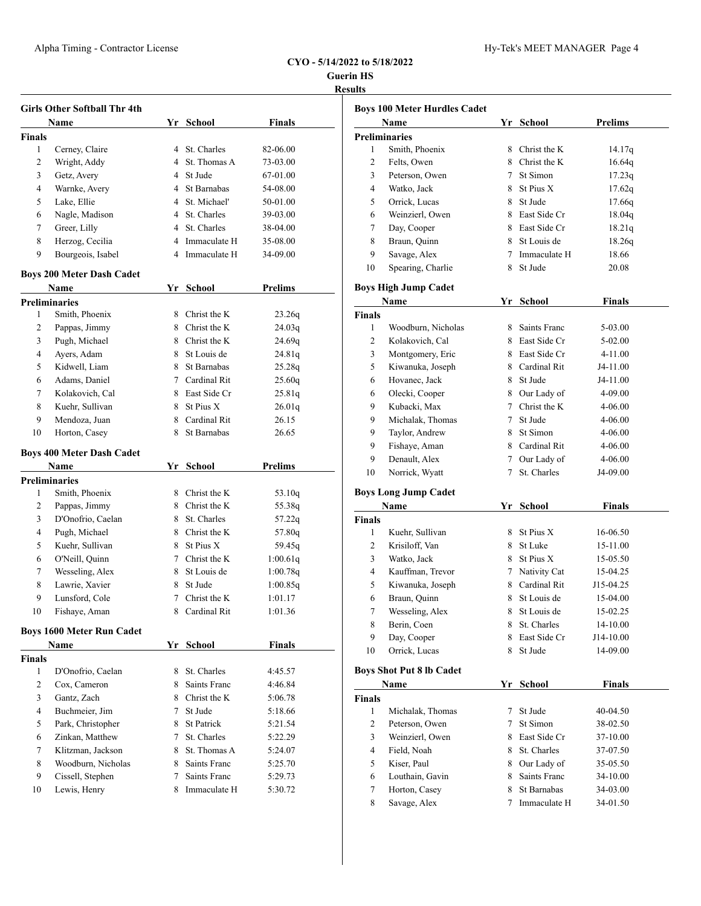**CYO - 5/14/2022 to 5/18/2022**
**Guerin HS**
**Results**

### Girls Other Softball Thr 4th

| | Name | Yr | School | Finals |
|---|---|---|---|---|
| **Finals** | | | | |
| 1 | Cerney, Claire | 4 | St. Charles | 82-06.00 |
| 2 | Wright, Addy | 4 | St. Thomas A | 73-03.00 |
| 3 | Getz, Avery | 4 | St Jude | 67-01.00 |
| 4 | Warnke, Avery | 4 | St Barnabas | 54-08.00 |
| 5 | Lake, Ellie | 4 | St. Michael' | 50-01.00 |
| 6 | Nagle, Madison | 4 | St. Charles | 39-03.00 |
| 7 | Greer, Lilly | 4 | St. Charles | 38-04.00 |
| 8 | Herzog, Cecilia | 4 | Immaculate H | 35-08.00 |
| 9 | Bourgeois, Isabel | 4 | Immaculate H | 34-09.00 |

### Boys 200 Meter Dash Cadet

| | Name | Yr | School | Prelims |
|---|---|---|---|---|
| **Preliminaries** | | | | |
| 1 | Smith, Phoenix | 8 | Christ the K | 23.26q |
| 2 | Pappas, Jimmy | 8 | Christ the K | 24.03q |
| 3 | Pugh, Michael | 8 | Christ the K | 24.69q |
| 4 | Ayers, Adam | 8 | St Louis de | 24.81q |
| 5 | Kidwell, Liam | 8 | St Barnabas | 25.28q |
| 6 | Adams, Daniel | 7 | Cardinal Rit | 25.60q |
| 7 | Kolakovich, Cal | 8 | East Side Cr | 25.81q |
| 8 | Kuehr, Sullivan | 8 | St Pius X | 26.01q |
| 9 | Mendoza, Juan | 8 | Cardinal Rit | 26.15 |
| 10 | Horton, Casey | 8 | St Barnabas | 26.65 |

### Boys 400 Meter Dash Cadet

| | Name | Yr | School | Prelims |
|---|---|---|---|---|
| **Preliminaries** | | | | |
| 1 | Smith, Phoenix | 8 | Christ the K | 53.10q |
| 2 | Pappas, Jimmy | 8 | Christ the K | 55.38q |
| 3 | D'Onofrio, Caelan | 8 | St. Charles | 57.22q |
| 4 | Pugh, Michael | 8 | Christ the K | 57.80q |
| 5 | Kuehr, Sullivan | 8 | St Pius X | 59.45q |
| 6 | O'Neill, Quinn | 7 | Christ the K | 1:00.61q |
| 7 | Wesseling, Alex | 8 | St Louis de | 1:00.78q |
| 8 | Lawrie, Xavier | 8 | St Jude | 1:00.85q |
| 9 | Lunsford, Cole | 7 | Christ the K | 1:01.17 |
| 10 | Fishaye, Aman | 8 | Cardinal Rit | 1:01.36 |

### Boys 1600 Meter Run Cadet

| | Name | Yr | School | Finals |
|---|---|---|---|---|
| **Finals** | | | | |
| 1 | D'Onofrio, Caelan | 8 | St. Charles | 4:45.57 |
| 2 | Cox, Cameron | 8 | Saints Franc | 4:46.84 |
| 3 | Gantz, Zach | 8 | Christ the K | 5:06.78 |
| 4 | Buchmeier, Jim | 7 | St Jude | 5:18.66 |
| 5 | Park, Christopher | 8 | St Patrick | 5:21.54 |
| 6 | Zinkan, Matthew | 7 | St. Charles | 5:22.29 |
| 7 | Klitzman, Jackson | 8 | St. Thomas A | 5:24.07 |
| 8 | Woodburn, Nicholas | 8 | Saints Franc | 5:25.70 |
| 9 | Cissell, Stephen | 7 | Saints Franc | 5:29.73 |
| 10 | Lewis, Henry | 8 | Immaculate H | 5:30.72 |

### Boys 100 Meter Hurdles Cadet

| | Name | Yr | School | Prelims |
|---|---|---|---|---|
| **Preliminaries** | | | | |
| 1 | Smith, Phoenix | 8 | Christ the K | 14.17q |
| 2 | Felts, Owen | 8 | Christ the K | 16.64q |
| 3 | Peterson, Owen | 7 | St Simon | 17.23q |
| 4 | Watko, Jack | 8 | St Pius X | 17.62q |
| 5 | Orrick, Lucas | 8 | St Jude | 17.66q |
| 6 | Weinzierl, Owen | 8 | East Side Cr | 18.04q |
| 7 | Day, Cooper | 8 | East Side Cr | 18.21q |
| 8 | Braun, Quinn | 8 | St Louis de | 18.26q |
| 9 | Savage, Alex | 7 | Immaculate H | 18.66 |
| 10 | Spearing, Charlie | 8 | St Jude | 20.08 |

### Boys High Jump Cadet

| | Name | Yr | School | Finals |
|---|---|---|---|---|
| **Finals** | | | | |
| 1 | Woodburn, Nicholas | 8 | Saints Franc | 5-03.00 |
| 2 | Kolakovich, Cal | 8 | East Side Cr | 5-02.00 |
| 3 | Montgomery, Eric | 8 | East Side Cr | 4-11.00 |
| 5 | Kiwanuka, Joseph | 8 | Cardinal Rit | J4-11.00 |
| 6 | Hovanec, Jack | 8 | St Jude | J4-11.00 |
| 6 | Olecki, Cooper | 8 | Our Lady of | 4-09.00 |
| 9 | Kubacki, Max | 7 | Christ the K | 4-06.00 |
| 9 | Michalak, Thomas | 7 | St Jude | 4-06.00 |
| 9 | Taylor, Andrew | 8 | St Simon | 4-06.00 |
| 9 | Fishaye, Aman | 8 | Cardinal Rit | 4-06.00 |
| 9 | Denault, Alex | 7 | Our Lady of | 4-06.00 |
| 10 | Norrick, Wyatt | 7 | St. Charles | J4-09.00 |

### Boys Long Jump Cadet

| | Name | Yr | School | Finals |
|---|---|---|---|---|
| **Finals** | | | | |
| 1 | Kuehr, Sullivan | 8 | St Pius X | 16-06.50 |
| 2 | Krisiloff, Van | 8 | St Luke | 15-11.00 |
| 3 | Watko, Jack | 8 | St Pius X | 15-05.50 |
| 4 | Kauffman, Trevor | 7 | Nativity Cat | 15-04.25 |
| 5 | Kiwanuka, Joseph | 8 | Cardinal Rit | J15-04.25 |
| 6 | Braun, Quinn | 8 | St Louis de | 15-04.00 |
| 7 | Wesseling, Alex | 8 | St Louis de | 15-02.25 |
| 8 | Berin, Coen | 8 | St. Charles | 14-10.00 |
| 9 | Day, Cooper | 8 | East Side Cr | J14-10.00 |
| 10 | Orrick, Lucas | 8 | St Jude | 14-09.00 |

### Boys Shot Put 8 lb Cadet

| | Name | Yr | School | Finals |
|---|---|---|---|---|
| **Finals** | | | | |
| 1 | Michalak, Thomas | 7 | St Jude | 40-04.50 |
| 2 | Peterson, Owen | 7 | St Simon | 38-02.50 |
| 3 | Weinzierl, Owen | 8 | East Side Cr | 37-10.00 |
| 4 | Field, Noah | 8 | St. Charles | 37-07.50 |
| 5 | Kiser, Paul | 8 | Our Lady of | 35-05.50 |
| 6 | Louthain, Gavin | 8 | Saints Franc | 34-10.00 |
| 7 | Horton, Casey | 8 | St Barnabas | 34-03.00 |
| 8 | Savage, Alex | 7 | Immaculate H | 34-01.50 |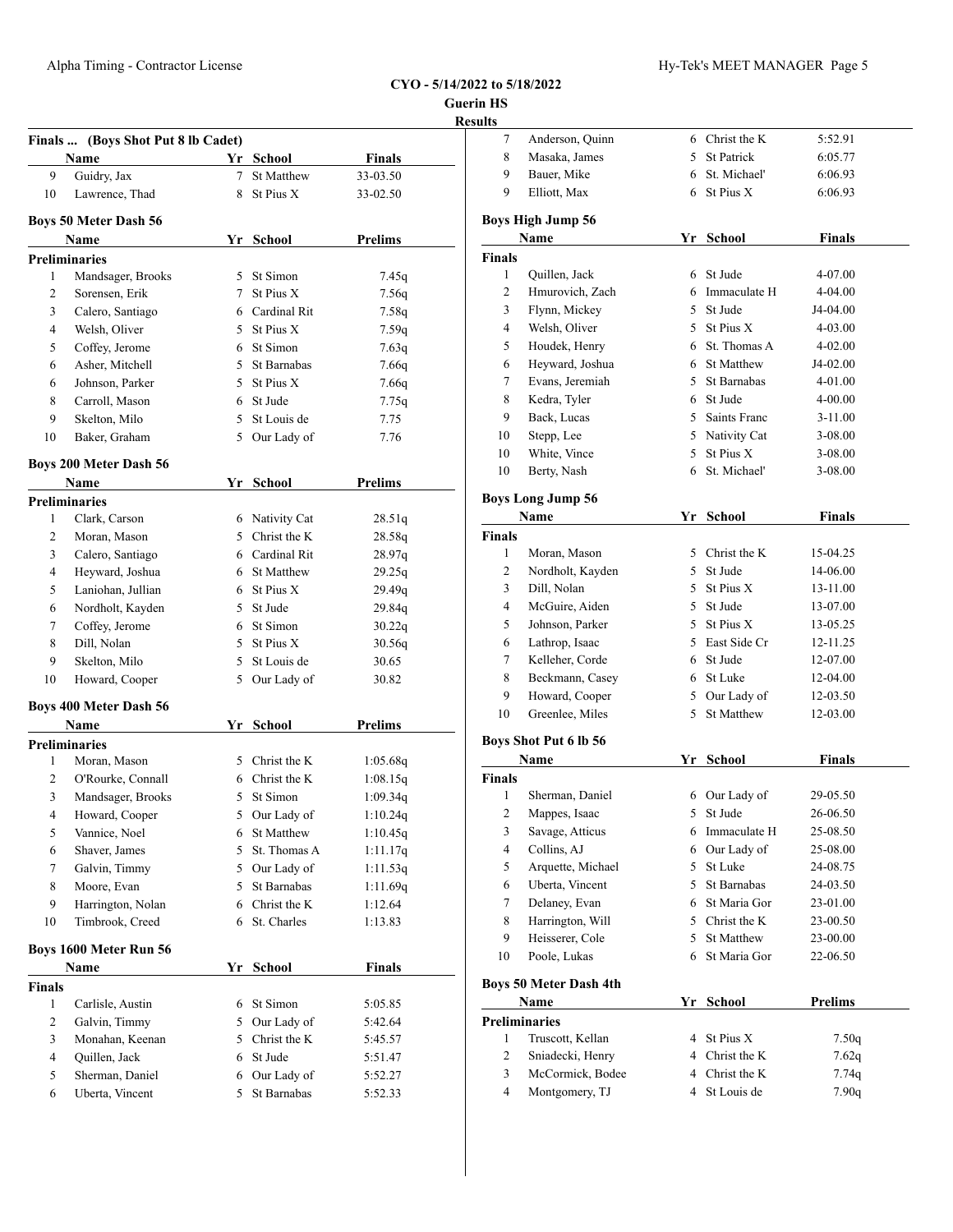CYO - 5/14/2022 to 5/18/2022
Guerin HS
Results

### Finals ... (Boys Shot Put 8 lb Cadet)

| | Name | Yr | School | Finals |
|---|---|---|---|---|
| 9 | Guidry, Jax | 7 | St Matthew | 33-03.50 |
| 10 | Lawrence, Thad | 8 | St Pius X | 33-02.50 |

### Boys 50 Meter Dash 56

| | Name | Yr | School | Prelims |
|---|---|---|---|---|
| **Preliminaries** | | | | |
| 1 | Mandsager, Brooks | 5 | St Simon | 7.45q |
| 2 | Sorensen, Erik | 7 | St Pius X | 7.56q |
| 3 | Calero, Santiago | 6 | Cardinal Rit | 7.58q |
| 4 | Welsh, Oliver | 5 | St Pius X | 7.59q |
| 5 | Coffey, Jerome | 6 | St Simon | 7.63q |
| 6 | Asher, Mitchell | 5 | St Barnabas | 7.66q |
| 6 | Johnson, Parker | 5 | St Pius X | 7.66q |
| 8 | Carroll, Mason | 6 | St Jude | 7.75q |
| 9 | Skelton, Milo | 5 | St Louis de | 7.75 |
| 10 | Baker, Graham | 5 | Our Lady of | 7.76 |

### Boys 200 Meter Dash 56

| | Name | Yr | School | Prelims |
|---|---|---|---|---|
| **Preliminaries** | | | | |
| 1 | Clark, Carson | 6 | Nativity Cat | 28.51q |
| 2 | Moran, Mason | 5 | Christ the K | 28.58q |
| 3 | Calero, Santiago | 6 | Cardinal Rit | 28.97q |
| 4 | Heyward, Joshua | 6 | St Matthew | 29.25q |
| 5 | Laniohan, Jullian | 6 | St Pius X | 29.49q |
| 6 | Nordholt, Kayden | 5 | St Jude | 29.84q |
| 7 | Coffey, Jerome | 6 | St Simon | 30.22q |
| 8 | Dill, Nolan | 5 | St Pius X | 30.56q |
| 9 | Skelton, Milo | 5 | St Louis de | 30.65 |
| 10 | Howard, Cooper | 5 | Our Lady of | 30.82 |

### Boys 400 Meter Dash 56

| | Name | Yr | School | Prelims |
|---|---|---|---|---|
| **Preliminaries** | | | | |
| 1 | Moran, Mason | 5 | Christ the K | 1:05.68q |
| 2 | O'Rourke, Connall | 6 | Christ the K | 1:08.15q |
| 3 | Mandsager, Brooks | 5 | St Simon | 1:09.34q |
| 4 | Howard, Cooper | 5 | Our Lady of | 1:10.24q |
| 5 | Vannice, Noel | 6 | St Matthew | 1:10.45q |
| 6 | Shaver, James | 5 | St. Thomas A | 1:11.17q |
| 7 | Galvin, Timmy | 5 | Our Lady of | 1:11.53q |
| 8 | Moore, Evan | 5 | St Barnabas | 1:11.69q |
| 9 | Harrington, Nolan | 6 | Christ the K | 1:12.64 |
| 10 | Timbrook, Creed | 6 | St. Charles | 1:13.83 |

### Boys 1600 Meter Run 56

| | Name | Yr | School | Finals |
|---|---|---|---|---|
| **Finals** | | | | |
| 1 | Carlisle, Austin | 6 | St Simon | 5:05.85 |
| 2 | Galvin, Timmy | 5 | Our Lady of | 5:42.64 |
| 3 | Monahan, Keenan | 5 | Christ the K | 5:45.57 |
| 4 | Quillen, Jack | 6 | St Jude | 5:51.47 |
| 5 | Sherman, Daniel | 6 | Our Lady of | 5:52.27 |
| 6 | Uberta, Vincent | 5 | St Barnabas | 5:52.33 |
| 7 | Anderson, Quinn | 6 | Christ the K | 5:52.91 |
| 8 | Masaka, James | 5 | St Patrick | 6:05.77 |
| 9 | Bauer, Mike | 6 | St. Michael' | 6:06.93 |
| 9 | Elliott, Max | 6 | St Pius X | 6:06.93 |

### Boys High Jump 56

| | Name | Yr | School | Finals |
|---|---|---|---|---|
| **Finals** | | | | |
| 1 | Quillen, Jack | 6 | St Jude | 4-07.00 |
| 2 | Hmurovich, Zach | 6 | Immaculate H | 4-04.00 |
| 3 | Flynn, Mickey | 5 | St Jude | J4-04.00 |
| 4 | Welsh, Oliver | 5 | St Pius X | 4-03.00 |
| 5 | Houdek, Henry | 6 | St. Thomas A | 4-02.00 |
| 6 | Heyward, Joshua | 6 | St Matthew | J4-02.00 |
| 7 | Evans, Jeremiah | 5 | St Barnabas | 4-01.00 |
| 8 | Kedra, Tyler | 6 | St Jude | 4-00.00 |
| 9 | Back, Lucas | 5 | Saints Franc | 3-11.00 |
| 10 | Stepp, Lee | 5 | Nativity Cat | 3-08.00 |
| 10 | White, Vince | 5 | St Pius X | 3-08.00 |
| 10 | Berty, Nash | 6 | St. Michael' | 3-08.00 |

### Boys Long Jump 56

| | Name | Yr | School | Finals |
|---|---|---|---|---|
| **Finals** | | | | |
| 1 | Moran, Mason | 5 | Christ the K | 15-04.25 |
| 2 | Nordholt, Kayden | 5 | St Jude | 14-06.00 |
| 3 | Dill, Nolan | 5 | St Pius X | 13-11.00 |
| 4 | McGuire, Aiden | 5 | St Jude | 13-07.00 |
| 5 | Johnson, Parker | 5 | St Pius X | 13-05.25 |
| 6 | Lathrop, Isaac | 5 | East Side Cr | 12-11.25 |
| 7 | Kelleher, Corde | 6 | St Jude | 12-07.00 |
| 8 | Beckmann, Casey | 6 | St Luke | 12-04.00 |
| 9 | Howard, Cooper | 5 | Our Lady of | 12-03.50 |
| 10 | Greenlee, Miles | 5 | St Matthew | 12-03.00 |

### Boys Shot Put 6 lb 56

| | Name | Yr | School | Finals |
|---|---|---|---|---|
| **Finals** | | | | |
| 1 | Sherman, Daniel | 6 | Our Lady of | 29-05.50 |
| 2 | Mappes, Isaac | 5 | St Jude | 26-06.50 |
| 3 | Savage, Atticus | 6 | Immaculate H | 25-08.50 |
| 4 | Collins, AJ | 6 | Our Lady of | 25-08.00 |
| 5 | Arquette, Michael | 5 | St Luke | 24-08.75 |
| 6 | Uberta, Vincent | 5 | St Barnabas | 24-03.50 |
| 7 | Delaney, Evan | 6 | St Maria Gor | 23-01.00 |
| 8 | Harrington, Will | 5 | Christ the K | 23-00.50 |
| 9 | Heisserer, Cole | 5 | St Matthew | 23-00.00 |
| 10 | Poole, Lukas | 6 | St Maria Gor | 22-06.50 |

### Boys 50 Meter Dash 4th

| | Name | Yr | School | Prelims |
|---|---|---|---|---|
| **Preliminaries** | | | | |
| 1 | Truscott, Kellan | 4 | St Pius X | 7.50q |
| 2 | Sniadecki, Henry | 4 | Christ the K | 7.62q |
| 3 | McCormick, Bodee | 4 | Christ the K | 7.74q |
| 4 | Montgomery, TJ | 4 | St Louis de | 7.90q |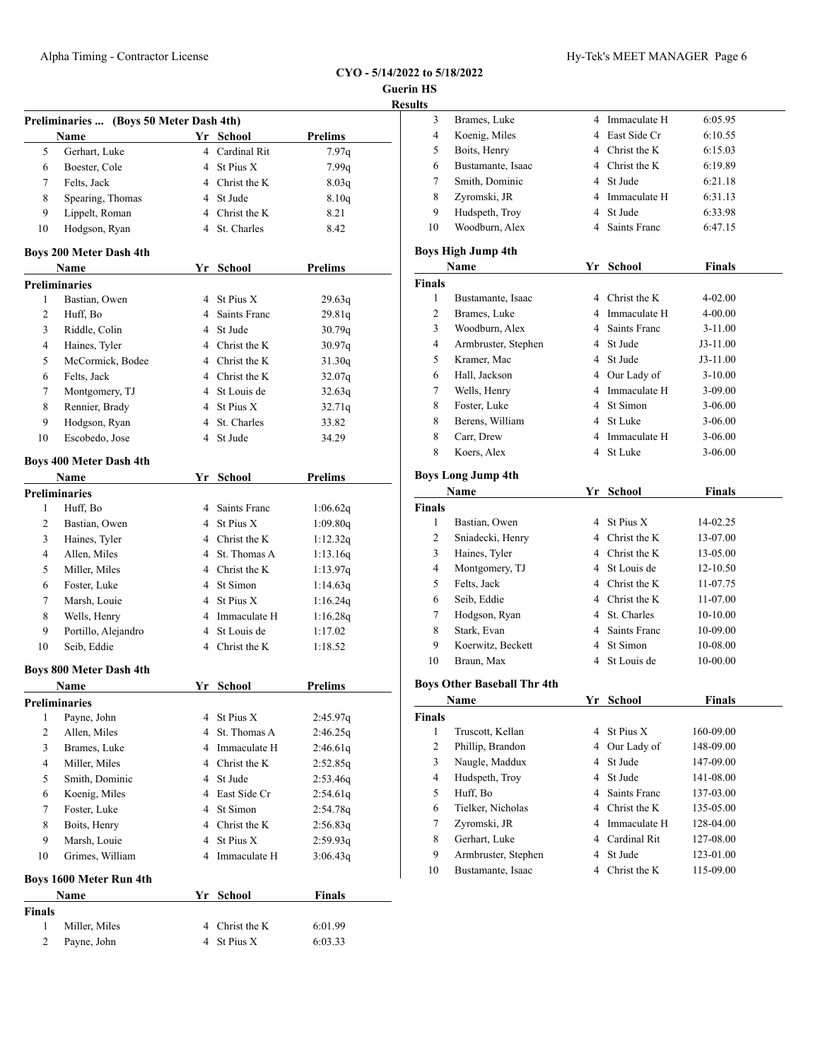**CYO - 5/14/2022 to 5/18/2022**
**Guerin HS**
**Results**

### Preliminaries ... (Boys 50 Meter Dash 4th)

| | Name | Yr | School | Prelims |
|---|---|---|---|---|
| 5 | Gerhart, Luke | 4 | Cardinal Rit | 7.97q |
| 6 | Boester, Cole | 4 | St Pius X | 7.99q |
| 7 | Felts, Jack | 4 | Christ the K | 8.03q |
| 8 | Spearing, Thomas | 4 | St Jude | 8.10q |
| 9 | Lippelt, Roman | 4 | Christ the K | 8.21 |
| 10 | Hodgson, Ryan | 4 | St. Charles | 8.42 |

### Boys 200 Meter Dash 4th

| | Name | Yr | School | Prelims |
|---|---|---|---|---|
| **Preliminaries** | | | | |
| 1 | Bastian, Owen | 4 | St Pius X | 29.63q |
| 2 | Huff, Bo | 4 | Saints Franc | 29.81q |
| 3 | Riddle, Colin | 4 | St Jude | 30.79q |
| 4 | Haines, Tyler | 4 | Christ the K | 30.97q |
| 5 | McCormick, Bodee | 4 | Christ the K | 31.30q |
| 6 | Felts, Jack | 4 | Christ the K | 32.07q |
| 7 | Montgomery, TJ | 4 | St Louis de | 32.63q |
| 8 | Rennier, Brady | 4 | St Pius X | 32.71q |
| 9 | Hodgson, Ryan | 4 | St. Charles | 33.82 |
| 10 | Escobedo, Jose | 4 | St Jude | 34.29 |

### Boys 400 Meter Dash 4th

| | Name | Yr | School | Prelims |
|---|---|---|---|---|
| **Preliminaries** | | | | |
| 1 | Huff, Bo | 4 | Saints Franc | 1:06.62q |
| 2 | Bastian, Owen | 4 | St Pius X | 1:09.80q |
| 3 | Haines, Tyler | 4 | Christ the K | 1:12.32q |
| 4 | Allen, Miles | 4 | St. Thomas A | 1:13.16q |
| 5 | Miller, Miles | 4 | Christ the K | 1:13.97q |
| 6 | Foster, Luke | 4 | St Simon | 1:14.63q |
| 7 | Marsh, Louie | 4 | St Pius X | 1:16.24q |
| 8 | Wells, Henry | 4 | Immaculate H | 1:16.28q |
| 9 | Portillo, Alejandro | 4 | St Louis de | 1:17.02 |
| 10 | Seib, Eddie | 4 | Christ the K | 1:18.52 |

### Boys 800 Meter Dash 4th

| | Name | Yr | School | Prelims |
|---|---|---|---|---|
| **Preliminaries** | | | | |
| 1 | Payne, John | 4 | St Pius X | 2:45.97q |
| 2 | Allen, Miles | 4 | St. Thomas A | 2:46.25q |
| 3 | Brames, Luke | 4 | Immaculate H | 2:46.61q |
| 4 | Miller, Miles | 4 | Christ the K | 2:52.85q |
| 5 | Smith, Dominic | 4 | St Jude | 2:53.46q |
| 6 | Koenig, Miles | 4 | East Side Cr | 2:54.61q |
| 7 | Foster, Luke | 4 | St Simon | 2:54.78q |
| 8 | Boits, Henry | 4 | Christ the K | 2:56.83q |
| 9 | Marsh, Louie | 4 | St Pius X | 2:59.93q |
| 10 | Grimes, William | 4 | Immaculate H | 3:06.43q |

### Boys 1600 Meter Run 4th

| | Name | Yr | School | Finals |
|---|---|---|---|---|
| **Finals** | | | | |
| 1 | Miller, Miles | 4 | Christ the K | 6:01.99 |
| 2 | Payne, John | 4 | St Pius X | 6:03.33 |
| 3 | Brames, Luke | 4 | Immaculate H | 6:05.95 |
| 4 | Koenig, Miles | 4 | East Side Cr | 6:10.55 |
| 5 | Boits, Henry | 4 | Christ the K | 6:15.03 |
| 6 | Bustamante, Isaac | 4 | Christ the K | 6:19.89 |
| 7 | Smith, Dominic | 4 | St Jude | 6:21.18 |
| 8 | Zyromski, JR | 4 | Immaculate H | 6:31.13 |
| 9 | Hudspeth, Troy | 4 | St Jude | 6:33.98 |
| 10 | Woodburn, Alex | 4 | Saints Franc | 6:47.15 |

### Boys High Jump 4th

| | Name | Yr | School | Finals |
|---|---|---|---|---|
| **Finals** | | | | |
| 1 | Bustamante, Isaac | 4 | Christ the K | 4-02.00 |
| 2 | Brames, Luke | 4 | Immaculate H | 4-00.00 |
| 3 | Woodburn, Alex | 4 | Saints Franc | 3-11.00 |
| 4 | Armbruster, Stephen | 4 | St Jude | J3-11.00 |
| 5 | Kramer, Mac | 4 | St Jude | J3-11.00 |
| 6 | Hall, Jackson | 4 | Our Lady of | 3-10.00 |
| 7 | Wells, Henry | 4 | Immaculate H | 3-09.00 |
| 8 | Foster, Luke | 4 | St Simon | 3-06.00 |
| 8 | Berens, William | 4 | St Luke | 3-06.00 |
| 8 | Carr, Drew | 4 | Immaculate H | 3-06.00 |
| 8 | Koers, Alex | 4 | St Luke | 3-06.00 |

### Boys Long Jump 4th

| | Name | Yr | School | Finals |
|---|---|---|---|---|
| **Finals** | | | | |
| 1 | Bastian, Owen | 4 | St Pius X | 14-02.25 |
| 2 | Sniadecki, Henry | 4 | Christ the K | 13-07.00 |
| 3 | Haines, Tyler | 4 | Christ the K | 13-05.00 |
| 4 | Montgomery, TJ | 4 | St Louis de | 12-10.50 |
| 5 | Felts, Jack | 4 | Christ the K | 11-07.75 |
| 6 | Seib, Eddie | 4 | Christ the K | 11-07.00 |
| 7 | Hodgson, Ryan | 4 | St. Charles | 10-10.00 |
| 8 | Stark, Evan | 4 | Saints Franc | 10-09.00 |
| 9 | Koerwitz, Beckett | 4 | St Simon | 10-08.00 |
| 10 | Braun, Max | 4 | St Louis de | 10-00.00 |

### Boys Other Baseball Thr 4th

| | Name | Yr | School | Finals |
|---|---|---|---|---|
| **Finals** | | | | |
| 1 | Truscott, Kellan | 4 | St Pius X | 160-09.00 |
| 2 | Phillip, Brandon | 4 | Our Lady of | 148-09.00 |
| 3 | Naugle, Maddux | 4 | St Jude | 147-09.00 |
| 4 | Hudspeth, Troy | 4 | St Jude | 141-08.00 |
| 5 | Huff, Bo | 4 | Saints Franc | 137-03.00 |
| 6 | Tielker, Nicholas | 4 | Christ the K | 135-05.00 |
| 7 | Zyromski, JR | 4 | Immaculate H | 128-04.00 |
| 8 | Gerhart, Luke | 4 | Cardinal Rit | 127-08.00 |
| 9 | Armbruster, Stephen | 4 | St Jude | 123-01.00 |
| 10 | Bustamante, Isaac | 4 | Christ the K | 115-09.00 |